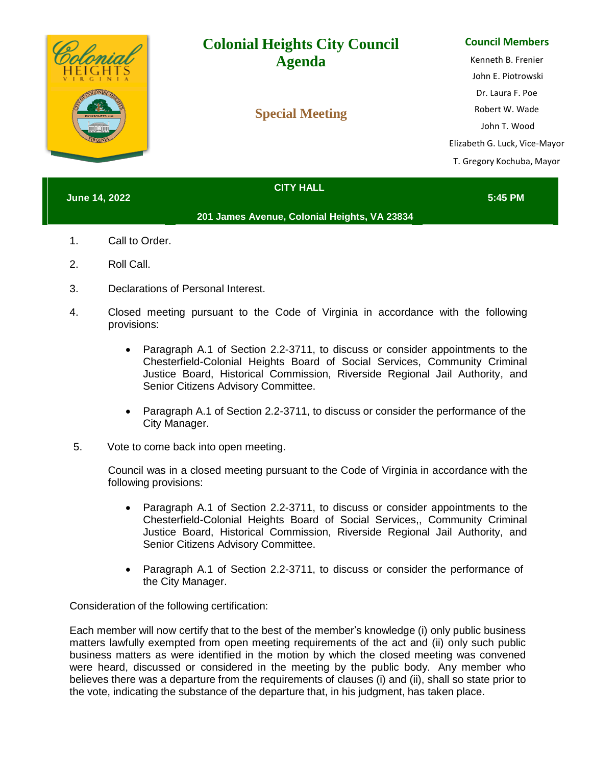# Colonial Heights City Council Agenda

## Special Meeting

**Council Members**

Kenneth B. Frenier
John E. Piotrowski
Dr. Laura F. Poe
Robert W. Wade
John T. Wood
Elizabeth G. Luck, Vice-Mayor
T. Gregory Kochuba, Mayor

**June 14, 2022** | **CITY HALL** | **5:45 PM**

**201 James Avenue, Colonial Heights, VA 23834**

1. Call to Order.

2. Roll Call.

3. Declarations of Personal Interest.

4. Closed meeting pursuant to the Code of Virginia in accordance with the following provisions:

   - Paragraph A.1 of Section 2.2-3711, to discuss or consider appointments to the Chesterfield-Colonial Heights Board of Social Services, Community Criminal Justice Board, Historical Commission, Riverside Regional Jail Authority, and Senior Citizens Advisory Committee.

   - Paragraph A.1 of Section 2.2-3711, to discuss or consider the performance of the City Manager.

5. Vote to come back into open meeting.

   Council was in a closed meeting pursuant to the Code of Virginia in accordance with the following provisions:

   - Paragraph A.1 of Section 2.2-3711, to discuss or consider appointments to the Chesterfield-Colonial Heights Board of Social Services,, Community Criminal Justice Board, Historical Commission, Riverside Regional Jail Authority, and Senior Citizens Advisory Committee.

   - Paragraph A.1 of Section 2.2-3711, to discuss or consider the performance of the City Manager.

Consideration of the following certification:

Each member will now certify that to the best of the member's knowledge (i) only public business matters lawfully exempted from open meeting requirements of the act and (ii) only such public business matters as were identified in the motion by which the closed meeting was convened were heard, discussed or considered in the meeting by the public body. Any member who believes there was a departure from the requirements of clauses (i) and (ii), shall so state prior to the vote, indicating the substance of the departure that, in his judgment, has taken place.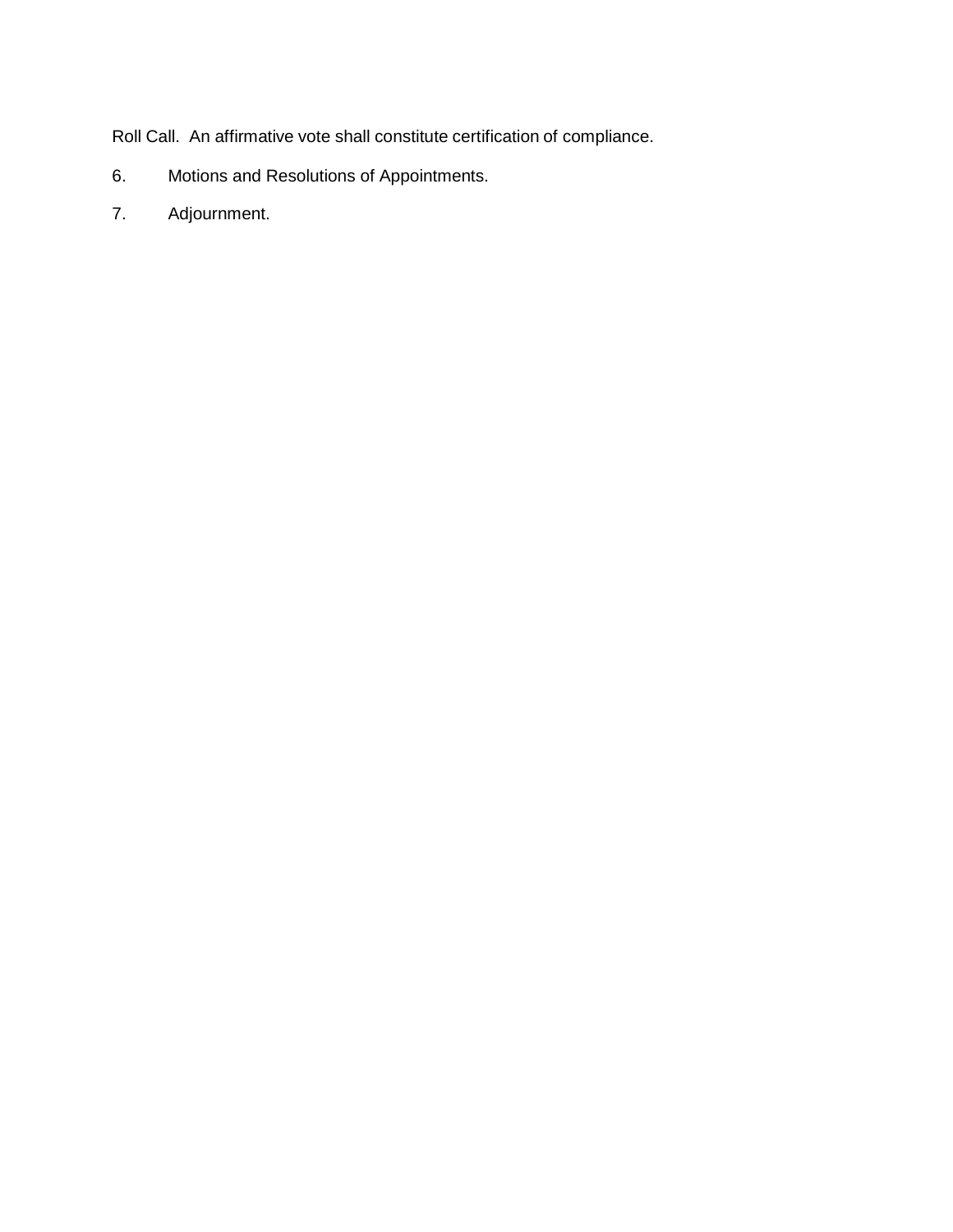Roll Call. An affirmative vote shall constitute certification of compliance.

6. Motions and Resolutions of Appointments.

7. Adjournment.